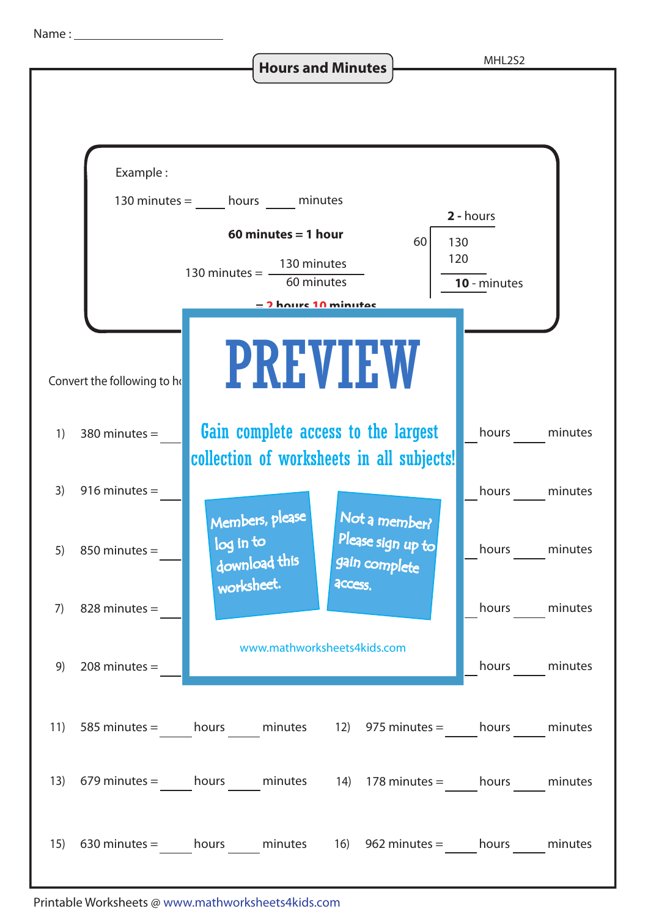Name : ____________________

# Hours and Minutes

MHL2S2

Example :

130 minutes = ____ hours ____ minutes

**60 minutes = 1 hour**

$$130 \text{ minutes} = \frac{130 \text{ minutes}}{60 \text{ minutes}}$$

= **2 hours 10 minutes**

60 ) 130 → **2** - hours
120
**10** - minutes

Convert the following to h

PREVIEW

Gain complete access to the largest collection of worksheets in all subjects!

Members, please log in to download this worksheet.

Not a member? Please sign up to gain complete access.

www.mathworksheets4kids.com

1) 380 minutes = ____ hours ____ minutes

3) 916 minutes = ____ hours ____ minutes

5) 850 minutes = ____ hours ____ minutes

7) 828 minutes = ____ hours ____ minutes

9) 208 minutes = ____ hours ____ minutes

11) 585 minutes = ____ hours ____ minutes

12) 975 minutes = ____ hours ____ minutes

13) 679 minutes = ____ hours ____ minutes

14) 178 minutes = ____ hours ____ minutes

15) 630 minutes = ____ hours ____ minutes

16) 962 minutes = ____ hours ____ minutes

Printable Worksheets @ www.mathworksheets4kids.com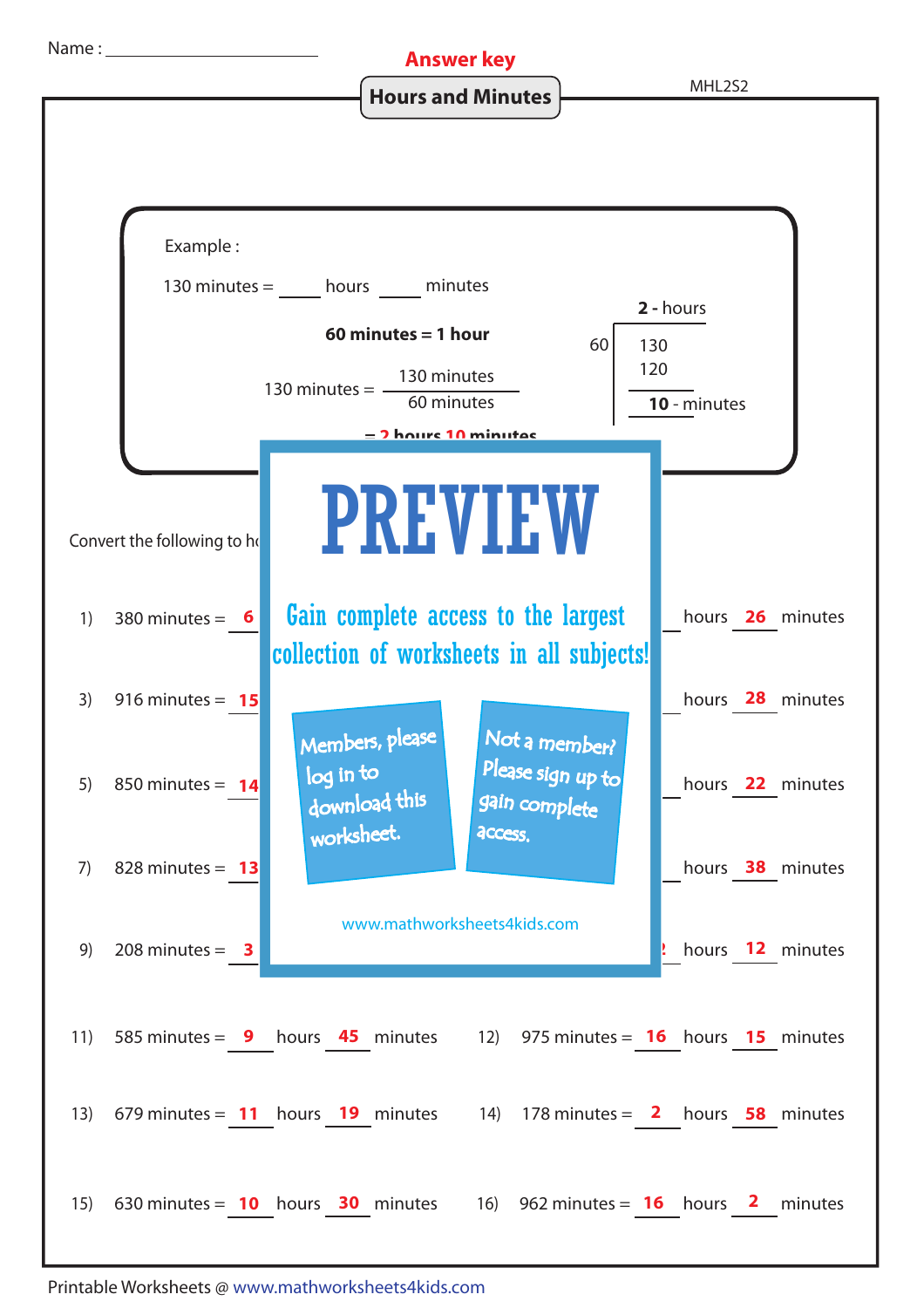Name : ____________________

**Answer key**

## Hours and Minutes

MHL2S2

Example :

130 minutes = ____ hours ____ minutes

**60 minutes = 1 hour**

130 minutes = $\frac{130 \text{ minutes}}{60 \text{ minutes}}$

= **2 hours 10 minutes**

**2** - hours

60 | 130
120
**10** - minutes

Convert the following to h

1) 380 minutes = **6** ... hours **26** minutes

3) 916 minutes = **15** ... hours **28** minutes

5) 850 minutes = **14** ... hours **22** minutes

7) 828 minutes = **13** ... hours **38** minutes

9) 208 minutes = **3** ... hours **12** minutes

11) 585 minutes = **9** hours **45** minutes

12) 975 minutes = **16** hours **15** minutes

13) 679 minutes = **11** hours **19** minutes

14) 178 minutes = **2** hours **58** minutes

15) 630 minutes = **10** hours **30** minutes

16) 962 minutes = **16** hours **2** minutes

PREVIEW

Gain complete access to the largest collection of worksheets in all subjects!

Members, please log in to download this worksheet.

Not a member? Please sign up to gain complete access.

www.mathworksheets4kids.com

Printable Worksheets @ www.mathworksheets4kids.com